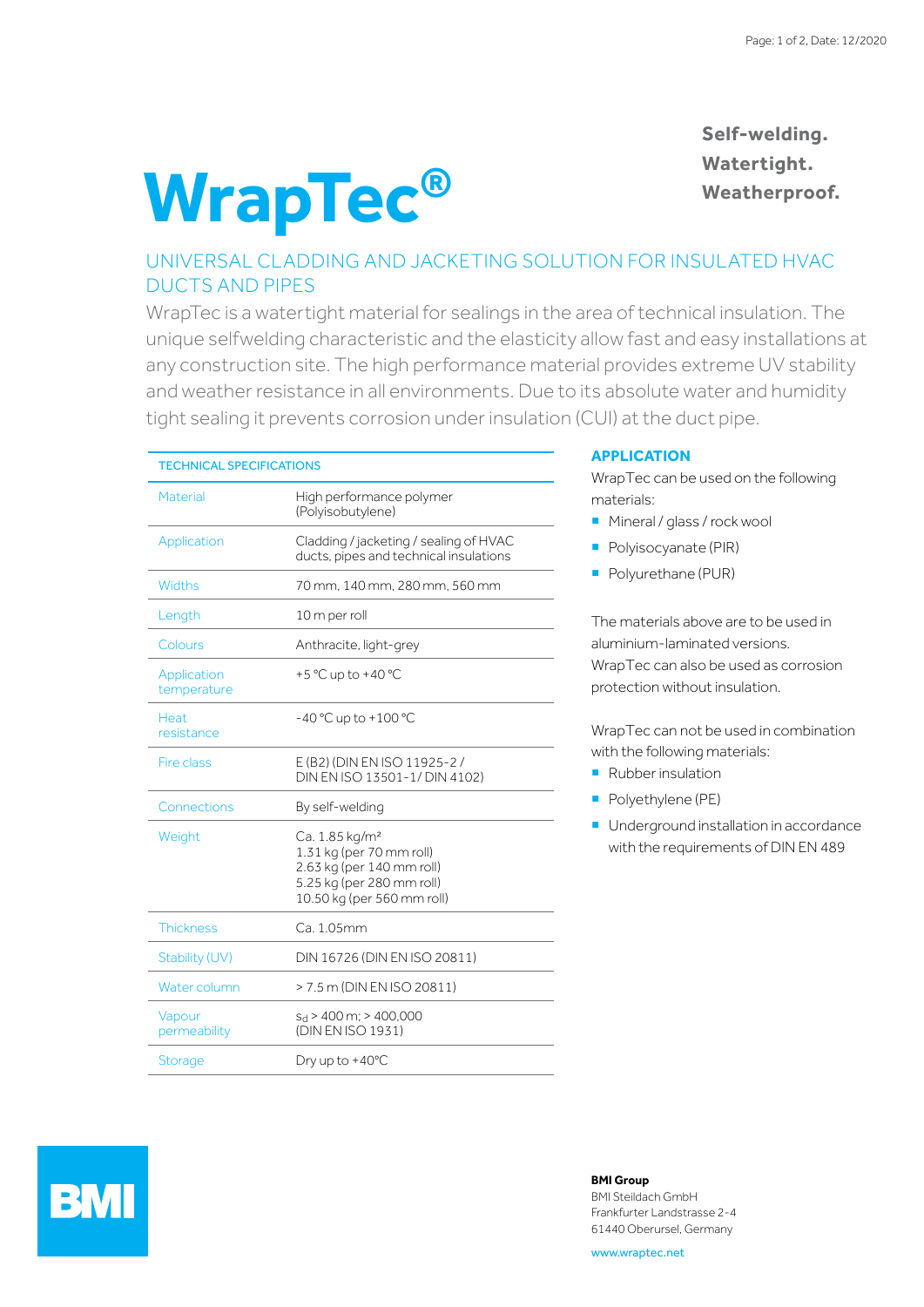# WrapTec®

**Self-welding.**
**Watertight.**
**Weatherproof.**

## UNIVERSAL CLADDING AND JACKETING SOLUTION FOR INSULATED HVAC DUCTS AND PIPES

WrapTec is a watertight material for sealings in the area of technical insulation. The unique selfwelding characteristic and the elasticity allow fast and easy installations at any construction site. The high performance material provides extreme UV stability and weather resistance in all environments. Due to its absolute water and humidity tight sealing it prevents corrosion under insulation (CUI) at the duct pipe.

| TECHNICAL SPECIFICATIONS | |
|---|---|
| Material | High performance polymer (Polyisobutylene) |
| Application | Cladding / jacketing / sealing of HVAC ducts, pipes and technical insulations |
| Widths | 70 mm, 140 mm, 280 mm, 560 mm |
| Length | 10 m per roll |
| Colours | Anthracite, light-grey |
| Application temperature | +5 °C up to +40 °C |
| Heat resistance | -40 °C up to +100 °C |
| Fire class | E (B2) (DIN EN ISO 11925-2 / DIN EN ISO 13501-1/ DIN 4102) |
| Connections | By self-welding |
| Weight | Ca. 1.85 kg/m² <br> 1.31 kg (per 70 mm roll) <br> 2.63 kg (per 140 mm roll) <br> 5.25 kg (per 280 mm roll) <br> 10.50 kg (per 560 mm roll) |
| Thickness | Ca. 1.05mm |
| Stability (UV) | DIN 16726 (DIN EN ISO 20811) |
| Water column | > 7.5 m (DIN EN ISO 20811) |
| Vapour permeability | $s_d$ > 400 m; > 400,000 (DIN EN ISO 1931) |
| Storage | Dry up to +40°C |

## APPLICATION

WrapTec can be used on the following materials:

- Mineral / glass / rock wool
- Polyisocyanate (PIR)
- Polyurethane (PUR)

The materials above are to be used in aluminium-laminated versions.
WrapTec can also be used as corrosion protection without insulation.

WrapTec can not be used in combination with the following materials:

- Rubber insulation
- Polyethylene (PE)
- Underground installation in accordance with the requirements of DIN EN 489

**BMI Group**
BMI Steildach GmbH
Frankfurter Landstrasse 2-4
61440 Oberursel, Germany

www.wraptec.net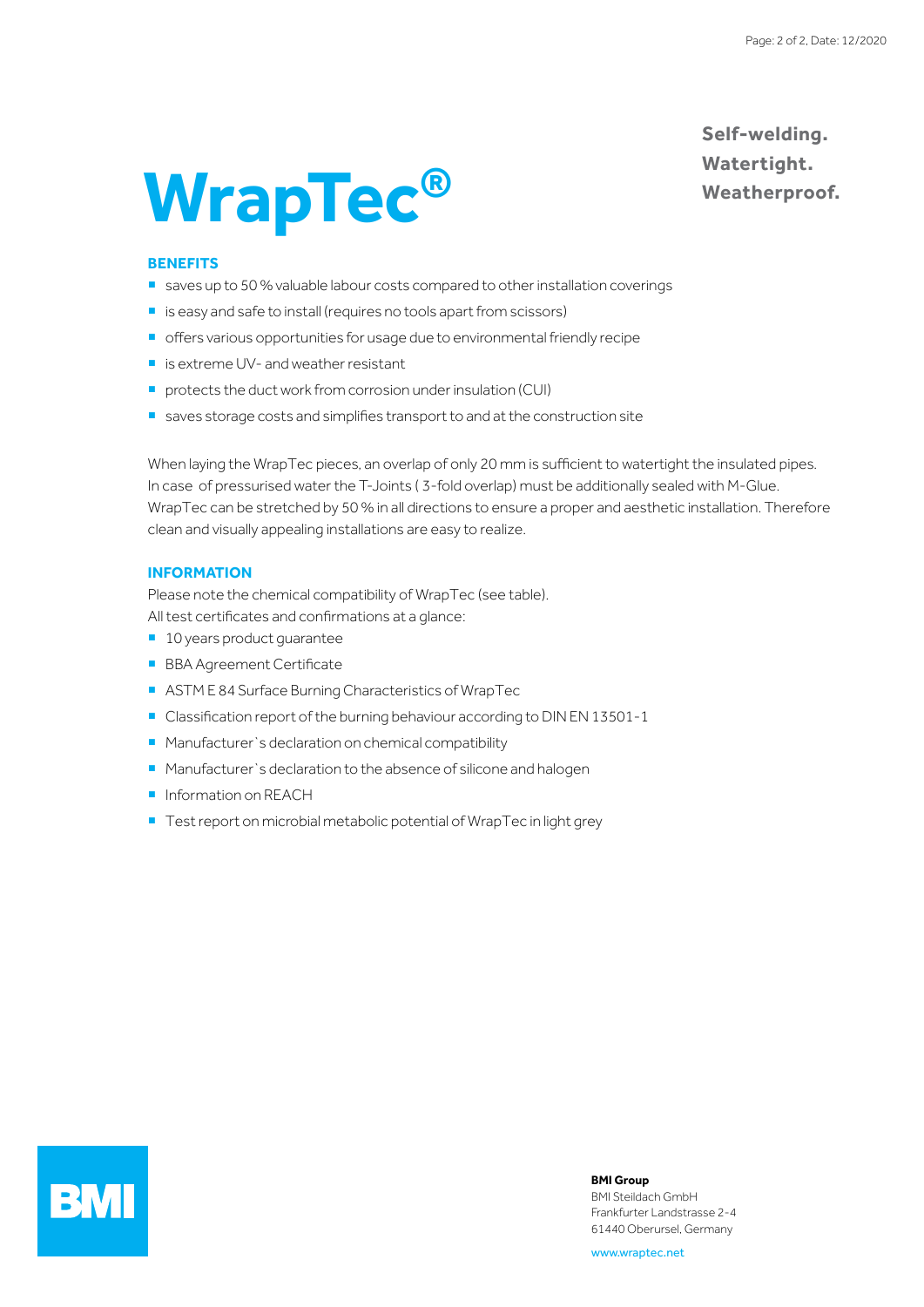# WrapTec®

**Self-welding. Watertight. Weatherproof.**

## BENEFITS

- saves up to 50 % valuable labour costs compared to other installation coverings
- is easy and safe to install (requires no tools apart from scissors)
- offers various opportunities for usage due to environmental friendly recipe
- is extreme UV- and weather resistant
- protects the duct work from corrosion under insulation (CUI)
- saves storage costs and simplifies transport to and at the construction site

When laying the WrapTec pieces, an overlap of only 20 mm is sufficient to watertight the insulated pipes. In case of pressurised water the T-Joints ( 3-fold overlap) must be additionally sealed with M-Glue. WrapTec can be stretched by 50 % in all directions to ensure a proper and aesthetic installation. Therefore clean and visually appealing installations are easy to realize.

## INFORMATION

Please note the chemical compatibility of WrapTec (see table).
All test certificates and confirmations at a glance:

- 10 years product guarantee
- BBA Agreement Certificate
- ASTM E 84 Surface Burning Characteristics of WrapTec
- Classification report of the burning behaviour according to DIN EN 13501-1
- Manufacturer`s declaration on chemical compatibility
- Manufacturer`s declaration to the absence of silicone and halogen
- Information on REACH
- Test report on microbial metabolic potential of WrapTec in light grey

BMI

**BMI Group**
BMI Steildach GmbH
Frankfurter Landstrasse 2-4
61440 Oberursel, Germany

www.wraptec.net